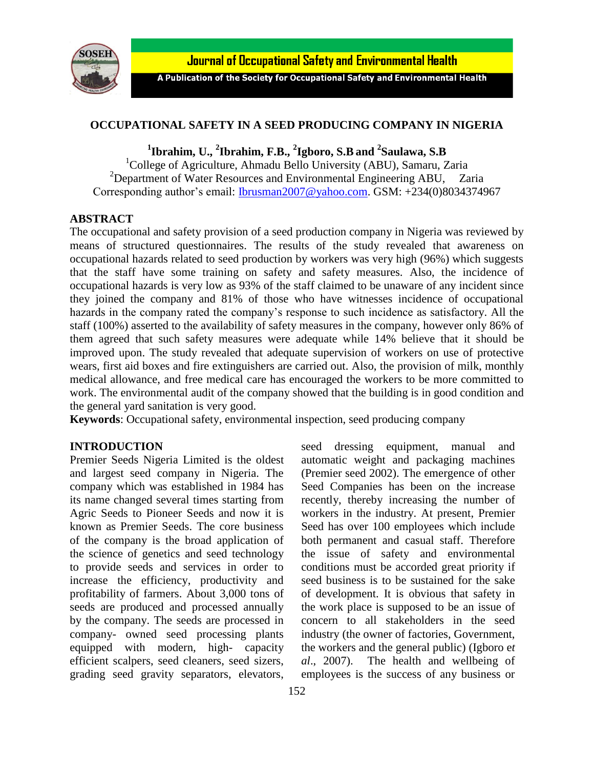# OCCUPATIONAL SAFETY IN A SEED PRODUCING COMPANY IN NIGERIA

**[1]Ibrahim, U., [2]Ibrahim, F.B., [2]Igboro, S.B and [2]Saulawa, S.B**

[1]College of Agriculture, Ahmadu Bello University (ABU), Samaru, Zaria
[2]Department of Water Resources and Environmental Engineering ABU, Zaria
Corresponding author's email: Ibrusman2007@yahoo.com. GSM: +234(0)8034374967

## ABSTRACT

The occupational and safety provision of a seed production company in Nigeria was reviewed by means of structured questionnaires. The results of the study revealed that awareness on occupational hazards related to seed production by workers was very high (96%) which suggests that the staff have some training on safety and safety measures. Also, the incidence of occupational hazards is very low as 93% of the staff claimed to be unaware of any incident since they joined the company and 81% of those who have witnesses incidence of occupational hazards in the company rated the company's response to such incidence as satisfactory. All the staff (100%) asserted to the availability of safety measures in the company, however only 86% of them agreed that such safety measures were adequate while 14% believe that it should be improved upon. The study revealed that adequate supervision of workers on use of protective wears, first aid boxes and fire extinguishers are carried out. Also, the provision of milk, monthly medical allowance, and free medical care has encouraged the workers to be more committed to work. The environmental audit of the company showed that the building is in good condition and the general yard sanitation is very good.

**Keywords**: Occupational safety, environmental inspection, seed producing company

## INTRODUCTION

Premier Seeds Nigeria Limited is the oldest and largest seed company in Nigeria. The company which was established in 1984 has its name changed several times starting from Agric Seeds to Pioneer Seeds and now it is known as Premier Seeds. The core business of the company is the broad application of the science of genetics and seed technology to provide seeds and services in order to increase the efficiency, productivity and profitability of farmers. About 3,000 tons of seeds are produced and processed annually by the company. The seeds are processed in company- owned seed processing plants equipped with modern, high- capacity efficient scalpers, seed cleaners, seed sizers, grading seed gravity separators, elevators, seed dressing equipment, manual and automatic weight and packaging machines (Premier seed 2002). The emergence of other Seed Companies has been on the increase recently, thereby increasing the number of workers in the industry. At present, Premier Seed has over 100 employees which include both permanent and casual staff. Therefore the issue of safety and environmental conditions must be accorded great priority if seed business is to be sustained for the sake of development. It is obvious that safety in the work place is supposed to be an issue of concern to all stakeholders in the seed industry (the owner of factories, Government, the workers and the general public) (Igboro *et al*., 2007). The health and wellbeing of employees is the success of any business or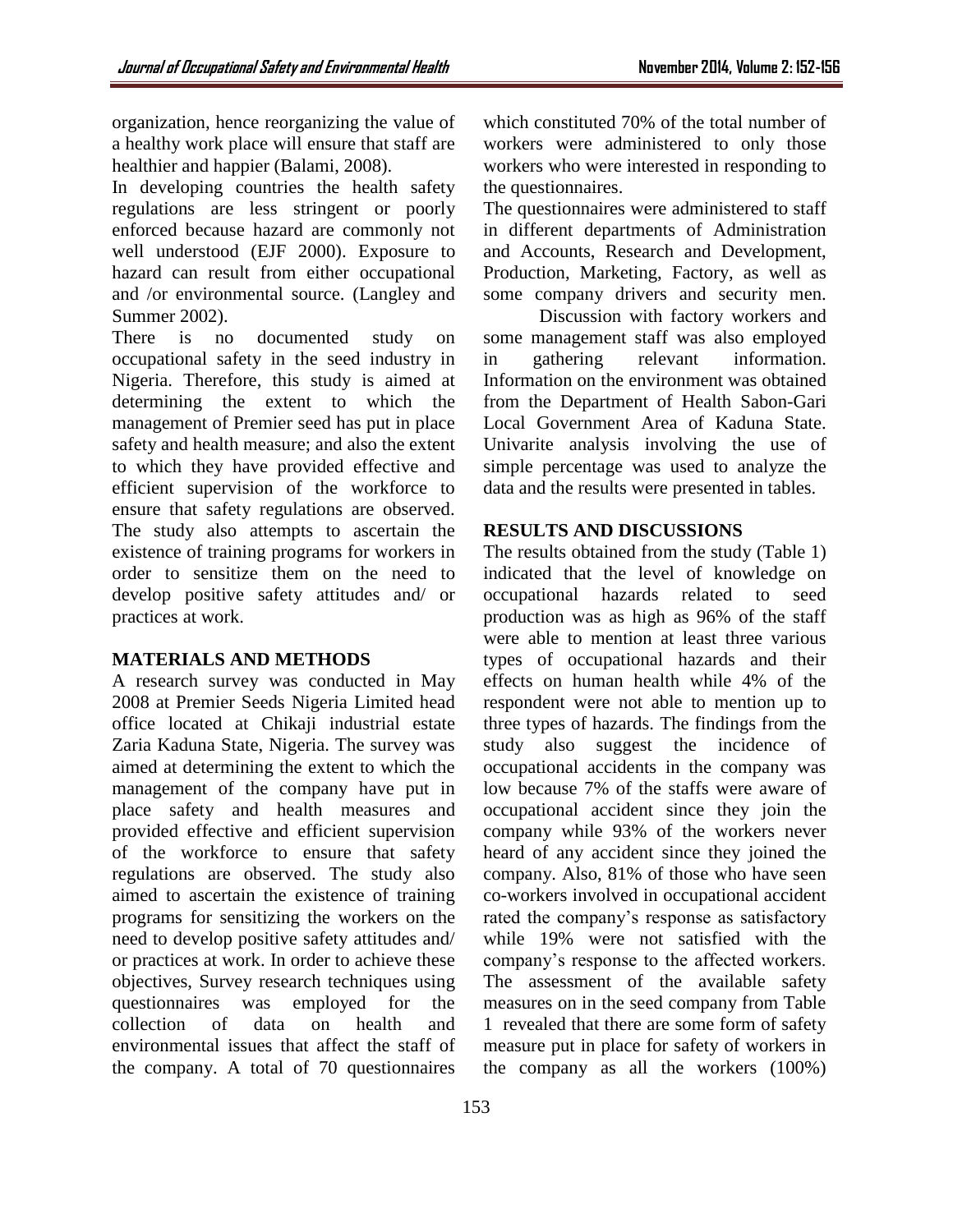organization, hence reorganizing the value of a healthy work place will ensure that staff are healthier and happier (Balami, 2008).

In developing countries the health safety regulations are less stringent or poorly enforced because hazard are commonly not well understood (EJF 2000). Exposure to hazard can result from either occupational and /or environmental source. (Langley and Summer 2002).

There is no documented study on occupational safety in the seed industry in Nigeria. Therefore, this study is aimed at determining the extent to which the management of Premier seed has put in place safety and health measure; and also the extent to which they have provided effective and efficient supervision of the workforce to ensure that safety regulations are observed. The study also attempts to ascertain the existence of training programs for workers in order to sensitize them on the need to develop positive safety attitudes and/ or practices at work.

## MATERIALS AND METHODS

A research survey was conducted in May 2008 at Premier Seeds Nigeria Limited head office located at Chikaji industrial estate Zaria Kaduna State, Nigeria. The survey was aimed at determining the extent to which the management of the company have put in place safety and health measures and provided effective and efficient supervision of the workforce to ensure that safety regulations are observed. The study also aimed to ascertain the existence of training programs for sensitizing the workers on the need to develop positive safety attitudes and/ or practices at work. In order to achieve these objectives, Survey research techniques using questionnaires was employed for the collection of data on health and environmental issues that affect the staff of the company. A total of 70 questionnaires which constituted 70% of the total number of workers were administered to only those workers who were interested in responding to the questionnaires.

The questionnaires were administered to staff in different departments of Administration and Accounts, Research and Development, Production, Marketing, Factory, as well as some company drivers and security men.

Discussion with factory workers and some management staff was also employed in gathering relevant information. Information on the environment was obtained from the Department of Health Sabon-Gari Local Government Area of Kaduna State. Univarite analysis involving the use of simple percentage was used to analyze the data and the results were presented in tables.

## RESULTS AND DISCUSSIONS

The results obtained from the study (Table 1) indicated that the level of knowledge on occupational hazards related to seed production was as high as 96% of the staff were able to mention at least three various types of occupational hazards and their effects on human health while 4% of the respondent were not able to mention up to three types of hazards. The findings from the study also suggest the incidence of occupational accidents in the company was low because 7% of the staffs were aware of occupational accident since they join the company while 93% of the workers never heard of any accident since they joined the company. Also, 81% of those who have seen co-workers involved in occupational accident rated the company's response as satisfactory while 19% were not satisfied with the company's response to the affected workers. The assessment of the available safety measures on in the seed company from Table 1 revealed that there are some form of safety measure put in place for safety of workers in the company as all the workers (100%)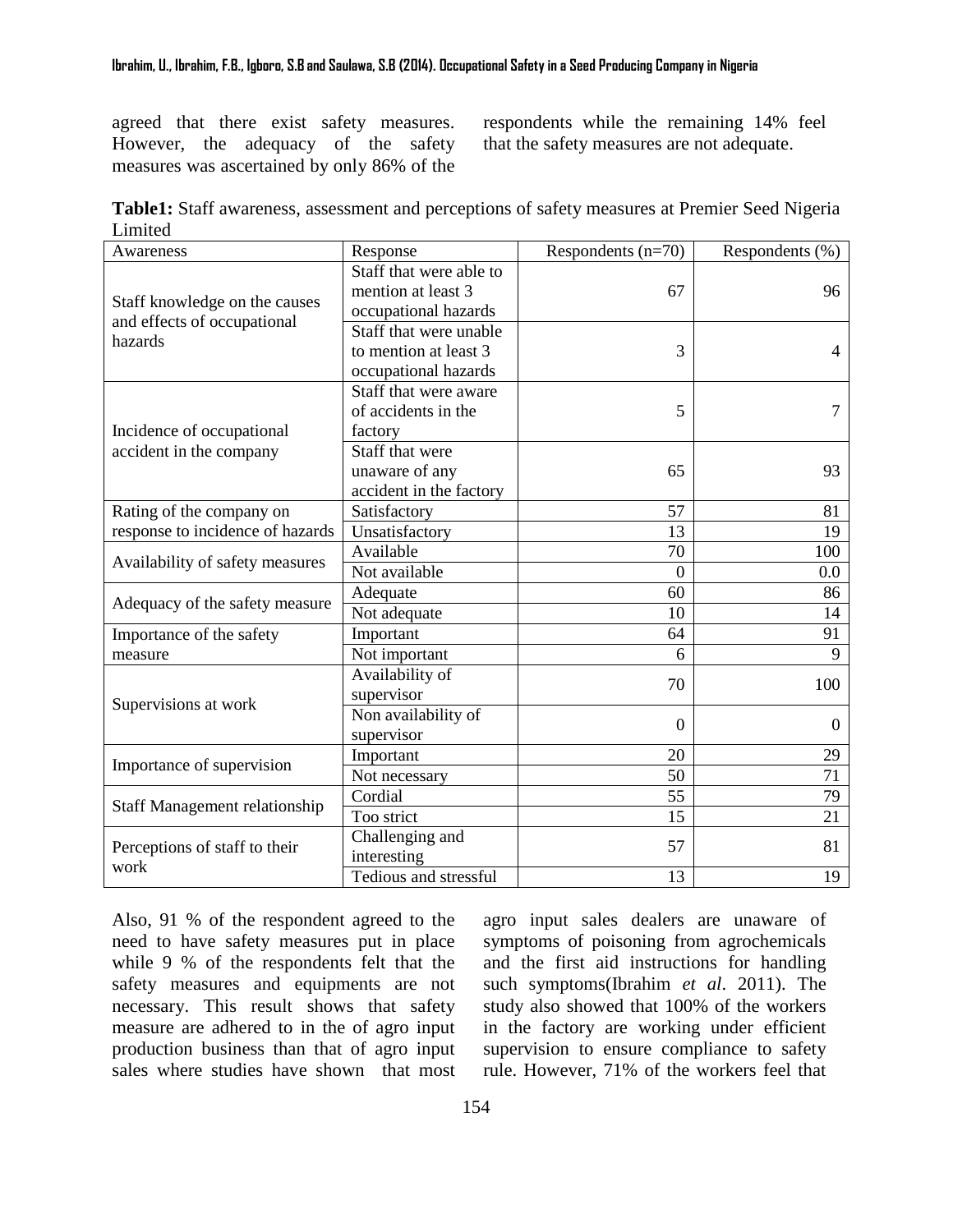agreed that there exist safety measures. However, the adequacy of the safety measures was ascertained by only 86% of the respondents while the remaining 14% feel that the safety measures are not adequate.

**Table1:** Staff awareness, assessment and perceptions of safety measures at Premier Seed Nigeria Limited

| Awareness | Response | Respondents (n=70) | Respondents (%) |
|---|---|---|---|
| Staff knowledge on the causes and effects of occupational hazards | Staff that were able to mention at least 3 occupational hazards | 67 | 96 |
| | Staff that were unable to mention at least 3 occupational hazards | 3 | 4 |
| Incidence of occupational accident in the company | Staff that were aware of accidents in the factory | 5 | 7 |
| | Staff that were unaware of any accident in the factory | 65 | 93 |
| Rating of the company on response to incidence of hazards | Satisfactory | 57 | 81 |
| | Unsatisfactory | 13 | 19 |
| Availability of safety measures | Available | 70 | 100 |
| | Not available | 0 | 0.0 |
| Adequacy of the safety measure | Adequate | 60 | 86 |
| | Not adequate | 10 | 14 |
| Importance of the safety measure | Important | 64 | 91 |
| | Not important | 6 | 9 |
| Supervisions at work | Availability of supervisor | 70 | 100 |
| | Non availability of supervisor | 0 | 0 |
| Importance of supervision | Important | 20 | 29 |
| | Not necessary | 50 | 71 |
| Staff Management relationship | Cordial | 55 | 79 |
| | Too strict | 15 | 21 |
| Perceptions of staff to their work | Challenging and interesting | 57 | 81 |
| | Tedious and stressful | 13 | 19 |

Also, 91 % of the respondent agreed to the need to have safety measures put in place while 9 % of the respondents felt that the safety measures and equipments are not necessary. This result shows that safety measure are adhered to in the of agro input production business than that of agro input sales where studies have shown that most agro input sales dealers are unaware of symptoms of poisoning from agrochemicals and the first aid instructions for handling such symptoms(Ibrahim *et al*. 2011). The study also showed that 100% of the workers in the factory are working under efficient supervision to ensure compliance to safety rule. However, 71% of the workers feel that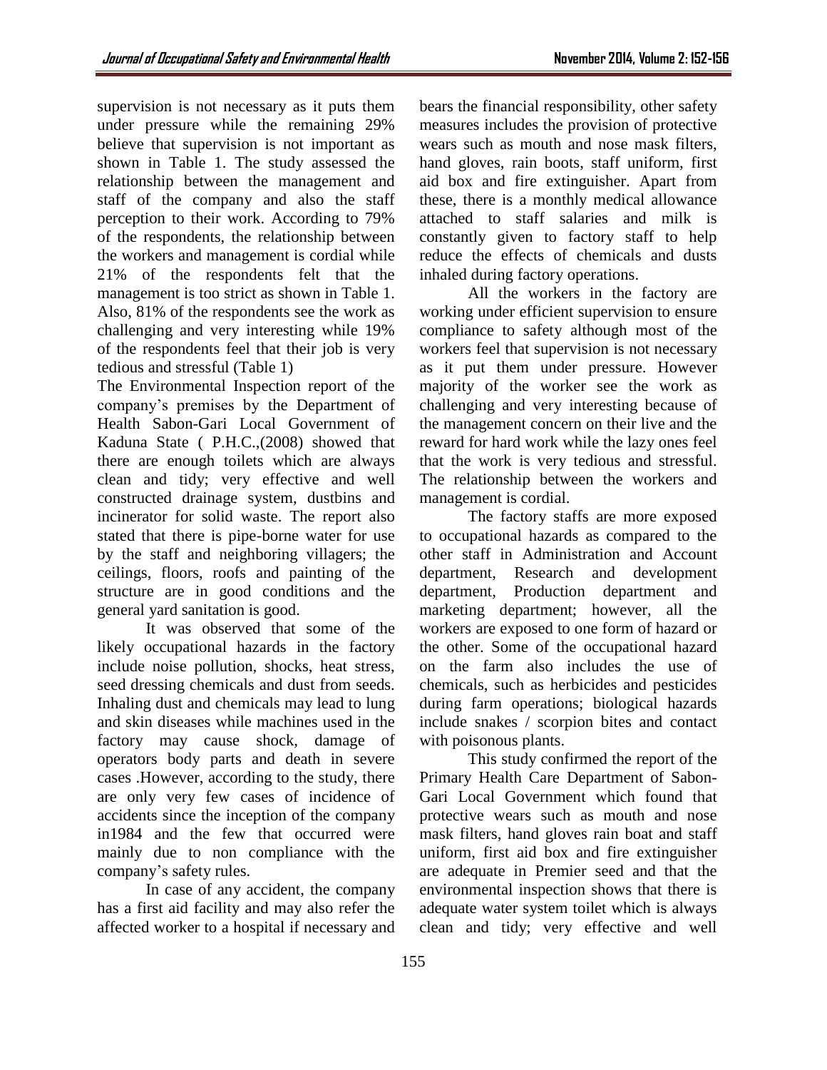supervision is not necessary as it puts them under pressure while the remaining 29% believe that supervision is not important as shown in Table 1. The study assessed the relationship between the management and staff of the company and also the staff perception to their work. According to 79% of the respondents, the relationship between the workers and management is cordial while 21% of the respondents felt that the management is too strict as shown in Table 1. Also, 81% of the respondents see the work as challenging and very interesting while 19% of the respondents feel that their job is very tedious and stressful (Table 1)

The Environmental Inspection report of the company's premises by the Department of Health Sabon-Gari Local Government of Kaduna State ( P.H.C.,(2008) showed that there are enough toilets which are always clean and tidy; very effective and well constructed drainage system, dustbins and incinerator for solid waste. The report also stated that there is pipe-borne water for use by the staff and neighboring villagers; the ceilings, floors, roofs and painting of the structure are in good conditions and the general yard sanitation is good.

It was observed that some of the likely occupational hazards in the factory include noise pollution, shocks, heat stress, seed dressing chemicals and dust from seeds. Inhaling dust and chemicals may lead to lung and skin diseases while machines used in the factory may cause shock, damage of operators body parts and death in severe cases .However, according to the study, there are only very few cases of incidence of accidents since the inception of the company in1984 and the few that occurred were mainly due to non compliance with the company's safety rules.

In case of any accident, the company has a first aid facility and may also refer the affected worker to a hospital if necessary and bears the financial responsibility, other safety measures includes the provision of protective wears such as mouth and nose mask filters, hand gloves, rain boots, staff uniform, first aid box and fire extinguisher. Apart from these, there is a monthly medical allowance attached to staff salaries and milk is constantly given to factory staff to help reduce the effects of chemicals and dusts inhaled during factory operations.

All the workers in the factory are working under efficient supervision to ensure compliance to safety although most of the workers feel that supervision is not necessary as it put them under pressure. However majority of the worker see the work as challenging and very interesting because of the management concern on their live and the reward for hard work while the lazy ones feel that the work is very tedious and stressful. The relationship between the workers and management is cordial.

The factory staffs are more exposed to occupational hazards as compared to the other staff in Administration and Account department, Research and development department, Production department and marketing department; however, all the workers are exposed to one form of hazard or the other. Some of the occupational hazard on the farm also includes the use of chemicals, such as herbicides and pesticides during farm operations; biological hazards include snakes / scorpion bites and contact with poisonous plants.

This study confirmed the report of the Primary Health Care Department of Sabon-Gari Local Government which found that protective wears such as mouth and nose mask filters, hand gloves rain boat and staff uniform, first aid box and fire extinguisher are adequate in Premier seed and that the environmental inspection shows that there is adequate water system toilet which is always clean and tidy; very effective and well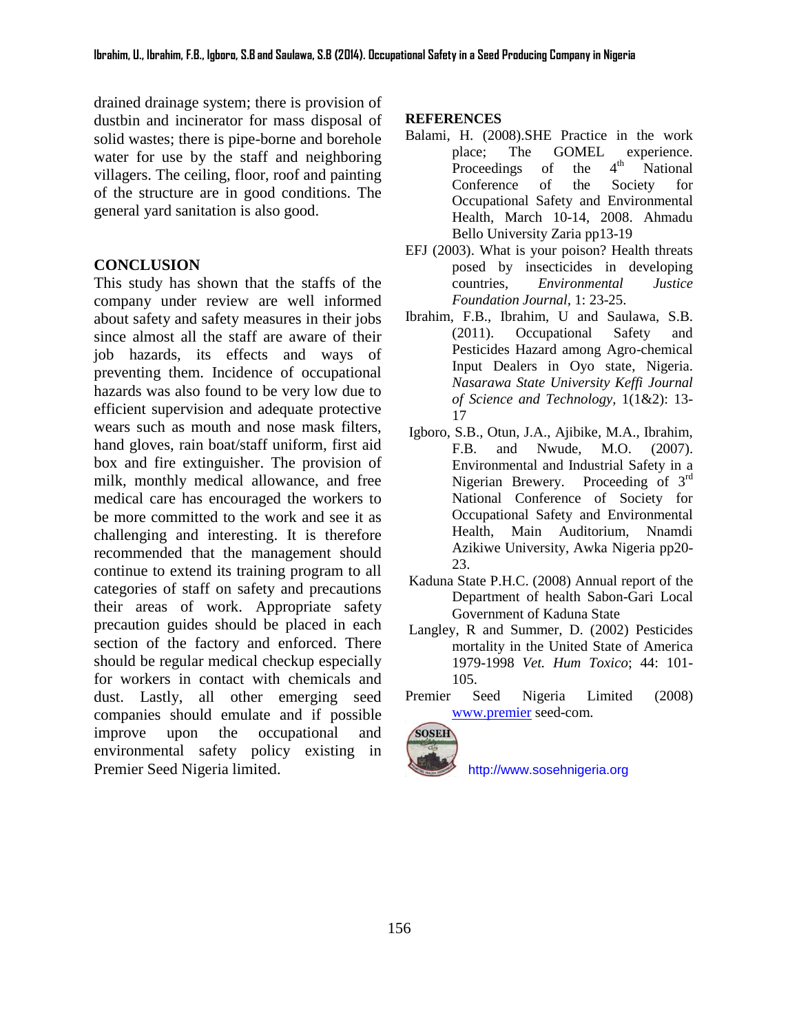drained drainage system; there is provision of dustbin and incinerator for mass disposal of solid wastes; there is pipe-borne and borehole water for use by the staff and neighboring villagers. The ceiling, floor, roof and painting of the structure are in good conditions. The general yard sanitation is also good.

## CONCLUSION

This study has shown that the staffs of the company under review are well informed about safety and safety measures in their jobs since almost all the staff are aware of their job hazards, its effects and ways of preventing them. Incidence of occupational hazards was also found to be very low due to efficient supervision and adequate protective wears such as mouth and nose mask filters, hand gloves, rain boat/staff uniform, first aid box and fire extinguisher. The provision of milk, monthly medical allowance, and free medical care has encouraged the workers to be more committed to the work and see it as challenging and interesting. It is therefore recommended that the management should continue to extend its training program to all categories of staff on safety and precautions their areas of work. Appropriate safety precaution guides should be placed in each section of the factory and enforced. There should be regular medical checkup especially for workers in contact with chemicals and dust. Lastly, all other emerging seed companies should emulate and if possible improve upon the occupational and environmental safety policy existing in Premier Seed Nigeria limited.

## REFERENCES

Balami, H. (2008).SHE Practice in the work place; The GOMEL experience. Proceedings of the 4th National Conference of the Society for Occupational Safety and Environmental Health, March 10-14, 2008. Ahmadu Bello University Zaria pp13-19

EFJ (2003). What is your poison? Health threats posed by insecticides in developing countries, *Environmental Justice Foundation Journal*, 1: 23-25.

Ibrahim, F.B., Ibrahim, U and Saulawa, S.B. (2011). Occupational Safety and Pesticides Hazard among Agro-chemical Input Dealers in Oyo state, Nigeria. *Nasarawa State University Keffi Journal of Science and Technology*, 1(1&2): 13-17

Igboro, S.B., Otun, J.A., Ajibike, M.A., Ibrahim, F.B. and Nwude, M.O. (2007). Environmental and Industrial Safety in a Nigerian Brewery. Proceeding of 3rd National Conference of Society for Occupational Safety and Environmental Health, Main Auditorium, Nnamdi Azikiwe University, Awka Nigeria pp20-23.

Kaduna State P.H.C. (2008) Annual report of the Department of health Sabon-Gari Local Government of Kaduna State

Langley, R and Summer, D. (2002) Pesticides mortality in the United State of America 1979-1998 *Vet. Hum Toxico*; 44: 101-105.

Premier Seed Nigeria Limited (2008) www.premier seed-com.

http://www.sosehnigeria.org